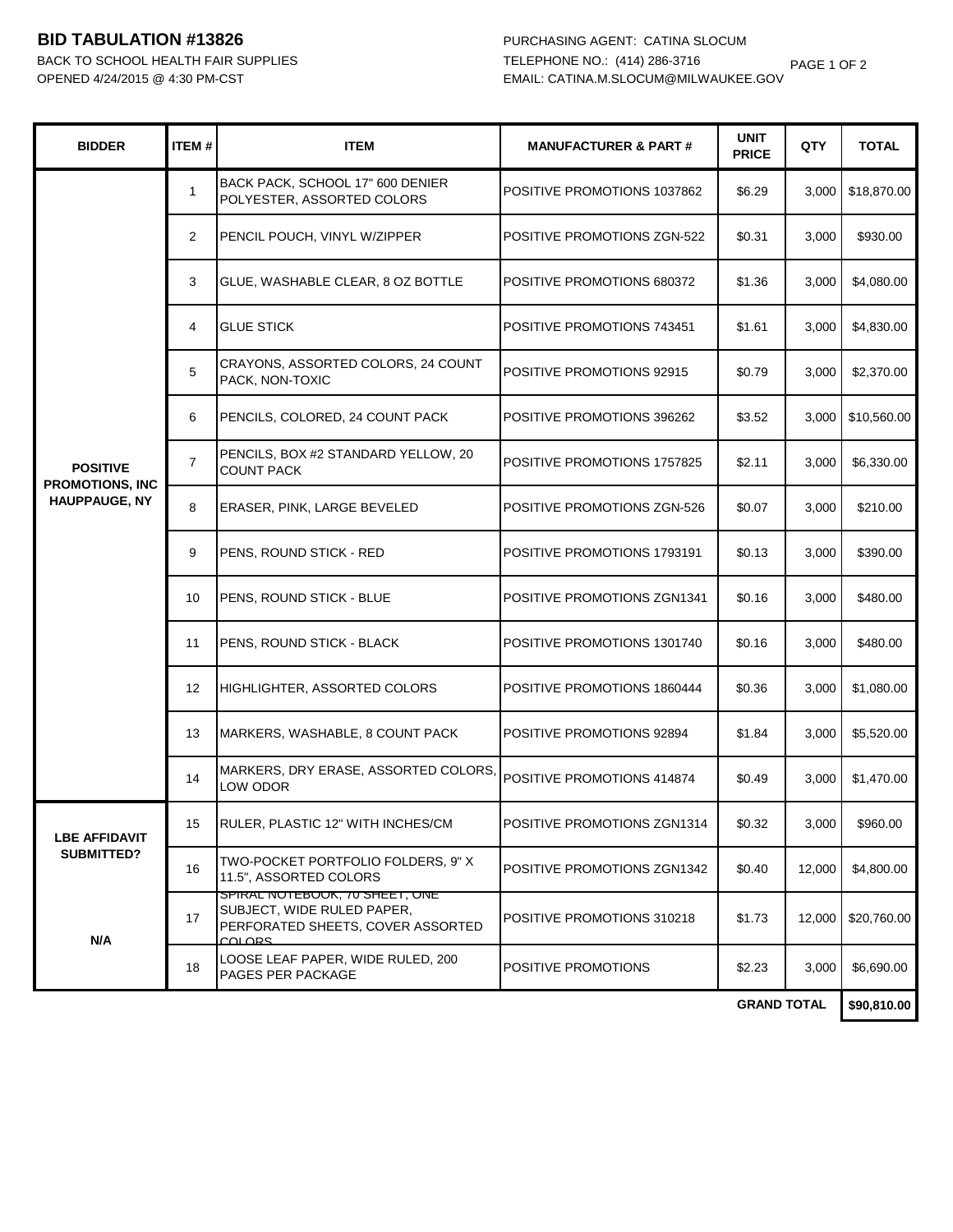# BID TABULATION #13826

BACK TO SCHOOL HEALTH FAIR SUPPLIES
OPENED 4/24/2015 @ 4:30 PM-CST

PURCHASING AGENT: CATINA SLOCUM
TELEPHONE NO.: (414) 286-3716
EMAIL: CATINA.M.SLOCUM@MILWAUKEE.GOV

| BIDDER | ITEM # | ITEM | MANUFACTURER & PART # | UNIT PRICE | QTY | TOTAL |
|---|---|---|---|---|---|---|
| **POSITIVE PROMOTIONS, INC HAUPPAUGE, NY** | 1 | BACK PACK, SCHOOL 17" 600 DENIER POLYESTER, ASSORTED COLORS | POSITIVE PROMOTIONS 1037862 | $6.29 | 3,000 | $18,870.00 |
| | 2 | PENCIL POUCH, VINYL W/ZIPPER | POSITIVE PROMOTIONS ZGN-522 | $0.31 | 3,000 | $930.00 |
| | 3 | GLUE, WASHABLE CLEAR, 8 OZ BOTTLE | POSITIVE PROMOTIONS 680372 | $1.36 | 3,000 | $4,080.00 |
| | 4 | GLUE STICK | POSITIVE PROMOTIONS 743451 | $1.61 | 3,000 | $4,830.00 |
| | 5 | CRAYONS, ASSORTED COLORS, 24 COUNT PACK, NON-TOXIC | POSITIVE PROMOTIONS 92915 | $0.79 | 3,000 | $2,370.00 |
| | 6 | PENCILS, COLORED, 24 COUNT PACK | POSITIVE PROMOTIONS 396262 | $3.52 | 3,000 | $10,560.00 |
| | 7 | PENCILS, BOX #2 STANDARD YELLOW, 20 COUNT PACK | POSITIVE PROMOTIONS 1757825 | $2.11 | 3,000 | $6,330.00 |
| | 8 | ERASER, PINK, LARGE BEVELED | POSITIVE PROMOTIONS ZGN-526 | $0.07 | 3,000 | $210.00 |
| | 9 | PENS, ROUND STICK - RED | POSITIVE PROMOTIONS 1793191 | $0.13 | 3,000 | $390.00 |
| | 10 | PENS, ROUND STICK - BLUE | POSITIVE PROMOTIONS ZGN1341 | $0.16 | 3,000 | $480.00 |
| | 11 | PENS, ROUND STICK - BLACK | POSITIVE PROMOTIONS 1301740 | $0.16 | 3,000 | $480.00 |
| | 12 | HIGHLIGHTER, ASSORTED COLORS | POSITIVE PROMOTIONS 1860444 | $0.36 | 3,000 | $1,080.00 |
| | 13 | MARKERS, WASHABLE, 8 COUNT PACK | POSITIVE PROMOTIONS 92894 | $1.84 | 3,000 | $5,520.00 |
| | 14 | MARKERS, DRY ERASE, ASSORTED COLORS, LOW ODOR | POSITIVE PROMOTIONS 414874 | $0.49 | 3,000 | $1,470.00 |
| **LBE AFFIDAVIT SUBMITTED?** | 15 | RULER, PLASTIC 12" WITH INCHES/CM | POSITIVE PROMOTIONS ZGN1314 | $0.32 | 3,000 | $960.00 |
| | 16 | TWO-POCKET PORTFOLIO FOLDERS, 9" X 11.5", ASSORTED COLORS | POSITIVE PROMOTIONS ZGN1342 | $0.40 | 12,000 | $4,800.00 |
| **N/A** | 17 | SPIRAL NOTEBOOK, 70 SHEET, ONE SUBJECT, WIDE RULED PAPER, PERFORATED SHEETS, COVER ASSORTED COLORS | POSITIVE PROMOTIONS 310218 | $1.73 | 12,000 | $20,760.00 |
| | 18 | LOOSE LEAF PAPER, WIDE RULED, 200 PAGES PER PACKAGE | POSITIVE PROMOTIONS | $2.23 | 3,000 | $6,690.00 |
| | | | | **GRAND TOTAL** | | **$90,810.00** |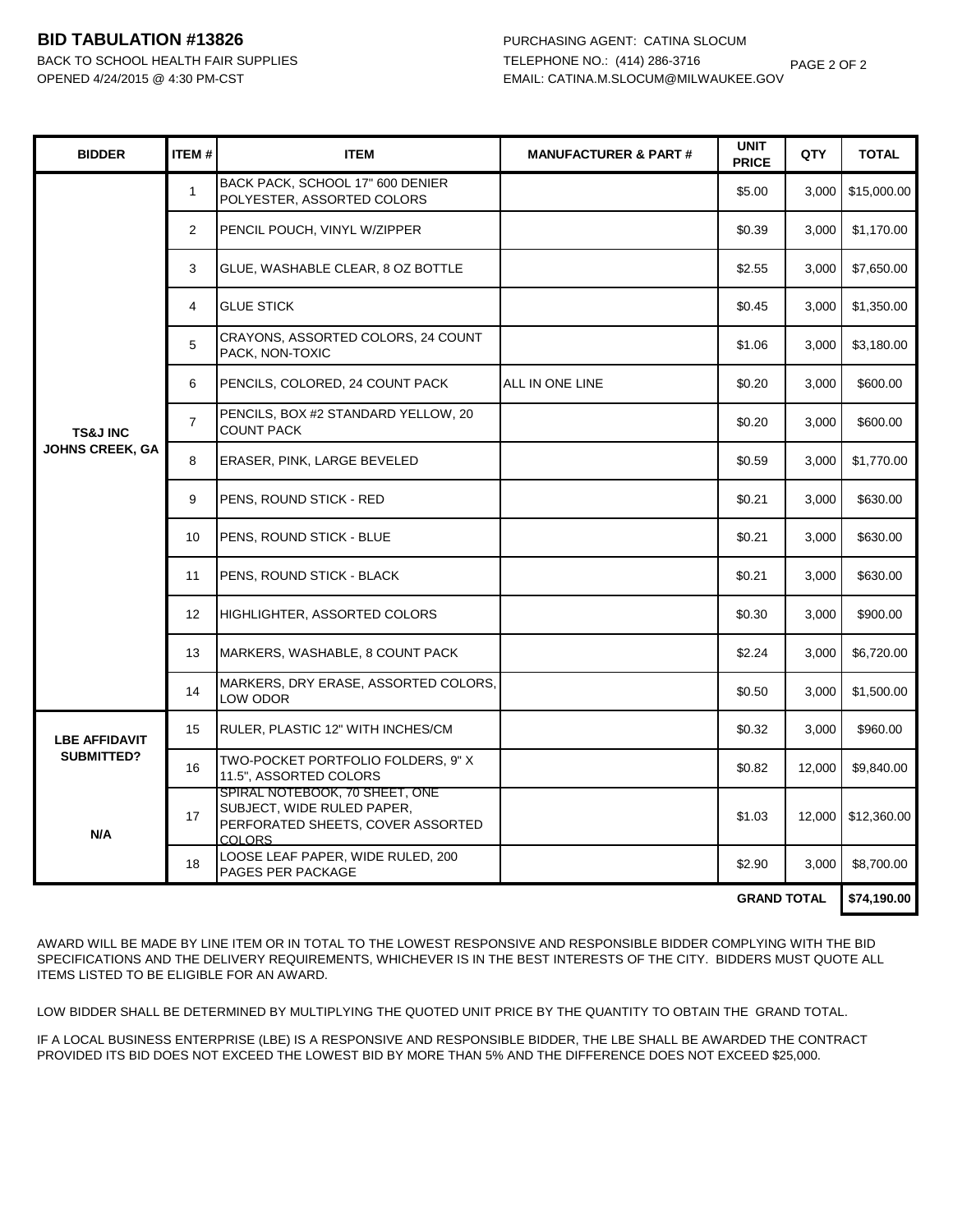**BID TABULATION #13826**

BACK TO SCHOOL HEALTH FAIR SUPPLIES
OPENED 4/24/2015 @ 4:30 PM-CST

PURCHASING AGENT: CATINA SLOCUM
TELEPHONE NO.: (414) 286-3716
EMAIL: CATINA.M.SLOCUM@MILWAUKEE.GOV

| BIDDER | ITEM # | ITEM | MANUFACTURER & PART # | UNIT PRICE | QTY | TOTAL |
|---|---|---|---|---|---|---|
| TS&J INC JOHNS CREEK, GA | 1 | BACK PACK, SCHOOL 17" 600 DENIER POLYESTER, ASSORTED COLORS | | $5.00 | 3,000 | $15,000.00 |
| | 2 | PENCIL POUCH, VINYL W/ZIPPER | | $0.39 | 3,000 | $1,170.00 |
| | 3 | GLUE, WASHABLE CLEAR, 8 OZ BOTTLE | | $2.55 | 3,000 | $7,650.00 |
| | 4 | GLUE STICK | | $0.45 | 3,000 | $1,350.00 |
| | 5 | CRAYONS, ASSORTED COLORS, 24 COUNT PACK, NON-TOXIC | | $1.06 | 3,000 | $3,180.00 |
| | 6 | PENCILS, COLORED, 24 COUNT PACK | ALL IN ONE LINE | $0.20 | 3,000 | $600.00 |
| | 7 | PENCILS, BOX #2 STANDARD YELLOW, 20 COUNT PACK | | $0.20 | 3,000 | $600.00 |
| | 8 | ERASER, PINK, LARGE BEVELED | | $0.59 | 3,000 | $1,770.00 |
| | 9 | PENS, ROUND STICK - RED | | $0.21 | 3,000 | $630.00 |
| | 10 | PENS, ROUND STICK - BLUE | | $0.21 | 3,000 | $630.00 |
| | 11 | PENS, ROUND STICK - BLACK | | $0.21 | 3,000 | $630.00 |
| | 12 | HIGHLIGHTER, ASSORTED COLORS | | $0.30 | 3,000 | $900.00 |
| | 13 | MARKERS, WASHABLE, 8 COUNT PACK | | $2.24 | 3,000 | $6,720.00 |
| | 14 | MARKERS, DRY ERASE, ASSORTED COLORS, LOW ODOR | | $0.50 | 3,000 | $1,500.00 |
| LBE AFFIDAVIT SUBMITTED? | 15 | RULER, PLASTIC 12" WITH INCHES/CM | | $0.32 | 3,000 | $960.00 |
| | 16 | TWO-POCKET PORTFOLIO FOLDERS, 9" X 11.5", ASSORTED COLORS | | $0.82 | 12,000 | $9,840.00 |
| N/A | 17 | SPIRAL NOTEBOOK, 70 SHEET, ONE SUBJECT, WIDE RULED PAPER, PERFORATED SHEETS, COVER ASSORTED COLORS | | $1.03 | 12,000 | $12,360.00 |
| | 18 | LOOSE LEAF PAPER, WIDE RULED, 200 PAGES PER PACKAGE | | $2.90 | 3,000 | $8,700.00 |
| | | | | **GRAND TOTAL** | | **$74,190.00** |

AWARD WILL BE MADE BY LINE ITEM OR IN TOTAL TO THE LOWEST RESPONSIVE AND RESPONSIBLE BIDDER COMPLYING WITH THE BID SPECIFICATIONS AND THE DELIVERY REQUIREMENTS, WHICHEVER IS IN THE BEST INTERESTS OF THE CITY. BIDDERS MUST QUOTE ALL ITEMS LISTED TO BE ELIGIBLE FOR AN AWARD.

LOW BIDDER SHALL BE DETERMINED BY MULTIPLYING THE QUOTED UNIT PRICE BY THE QUANTITY TO OBTAIN THE GRAND TOTAL.

IF A LOCAL BUSINESS ENTERPRISE (LBE) IS A RESPONSIVE AND RESPONSIBLE BIDDER, THE LBE SHALL BE AWARDED THE CONTRACT PROVIDED ITS BID DOES NOT EXCEED THE LOWEST BID BY MORE THAN 5% AND THE DIFFERENCE DOES NOT EXCEED $25,000.